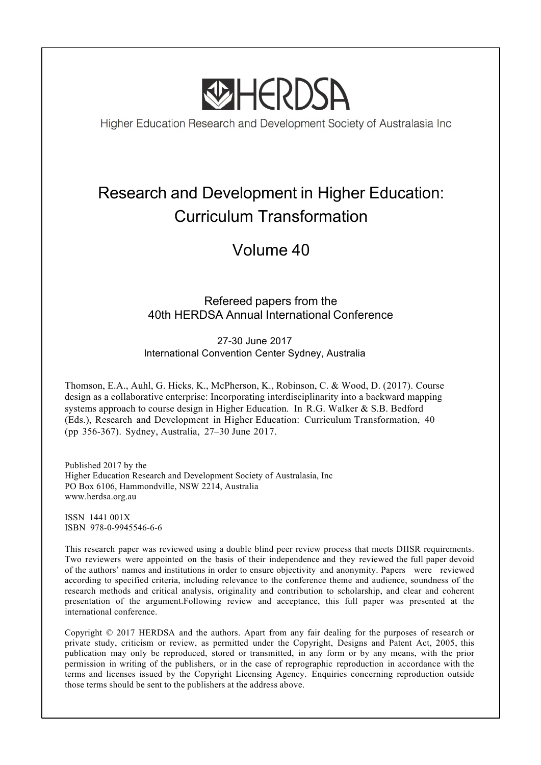# HERDSA

Higher Education Research and Development Society of Australasia Inc

## Research and Development in Higher Education: Curriculum Transformation

## Volume 40

Refereed papers from the
40th HERDSA Annual International Conference

27-30 June 2017
International Convention Center Sydney, Australia

Thomson, E.A., Auhl, G. Hicks, K., McPherson, K., Robinson, C. & Wood, D. (2017). Course design as a collaborative enterprise: Incorporating interdisciplinarity into a backward mapping systems approach to course design in Higher Education. In R.G. Walker & S.B. Bedford (Eds.), Research and Development in Higher Education: Curriculum Transformation, 40 (pp 356-367). Sydney, Australia, 27–30 June 2017.

Published 2017 by the
Higher Education Research and Development Society of Australasia, Inc
PO Box 6106, Hammondville, NSW 2214, Australia
www.herdsa.org.au

ISSN 1441 001X
ISBN 978-0-9945546-6-6

This research paper was reviewed using a double blind peer review process that meets DIISR requirements. Two reviewers were appointed on the basis of their independence and they reviewed the full paper devoid of the authors' names and institutions in order to ensure objectivity and anonymity. Papers were reviewed according to specified criteria, including relevance to the conference theme and audience, soundness of the research methods and critical analysis, originality and contribution to scholarship, and clear and coherent presentation of the argument.Following review and acceptance, this full paper was presented at the international conference.

Copyright © 2017 HERDSA and the authors. Apart from any fair dealing for the purposes of research or private study, criticism or review, as permitted under the Copyright, Designs and Patent Act, 2005, this publication may only be reproduced, stored or transmitted, in any form or by any means, with the prior permission in writing of the publishers, or in the case of reprographic reproduction in accordance with the terms and licenses issued by the Copyright Licensing Agency. Enquiries concerning reproduction outside those terms should be sent to the publishers at the address above.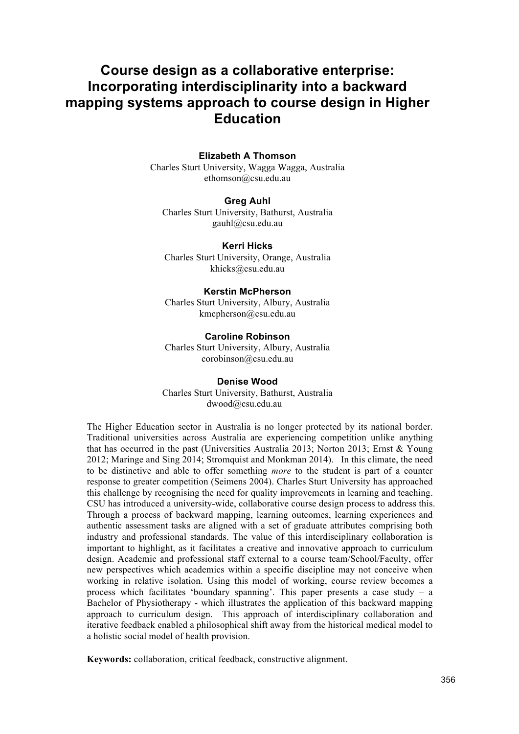# Course design as a collaborative enterprise: Incorporating interdisciplinarity into a backward mapping systems approach to course design in Higher Education

**Elizabeth A Thomson**
Charles Sturt University, Wagga Wagga, Australia
ethomson@csu.edu.au

**Greg Auhl**
Charles Sturt University, Bathurst, Australia
gauhl@csu.edu.au

**Kerri Hicks**
Charles Sturt University, Orange, Australia
khicks@csu.edu.au

**Kerstin McPherson**
Charles Sturt University, Albury, Australia
kmcpherson@csu.edu.au

**Caroline Robinson**
Charles Sturt University, Albury, Australia
corobinson@csu.edu.au

**Denise Wood**
Charles Sturt University, Bathurst, Australia
dwood@csu.edu.au

The Higher Education sector in Australia is no longer protected by its national border. Traditional universities across Australia are experiencing competition unlike anything that has occurred in the past (Universities Australia 2013; Norton 2013; Ernst & Young 2012; Maringe and Sing 2014; Stromquist and Monkman 2014). In this climate, the need to be distinctive and able to offer something *more* to the student is part of a counter response to greater competition (Seimens 2004). Charles Sturt University has approached this challenge by recognising the need for quality improvements in learning and teaching. CSU has introduced a university-wide, collaborative course design process to address this. Through a process of backward mapping, learning outcomes, learning experiences and authentic assessment tasks are aligned with a set of graduate attributes comprising both industry and professional standards. The value of this interdisciplinary collaboration is important to highlight, as it facilitates a creative and innovative approach to curriculum design. Academic and professional staff external to a course team/School/Faculty, offer new perspectives which academics within a specific discipline may not conceive when working in relative isolation. Using this model of working, course review becomes a process which facilitates 'boundary spanning'. This paper presents a case study – a Bachelor of Physiotherapy - which illustrates the application of this backward mapping approach to curriculum design. This approach of interdisciplinary collaboration and iterative feedback enabled a philosophical shift away from the historical medical model to a holistic social model of health provision.

**Keywords:** collaboration, critical feedback, constructive alignment.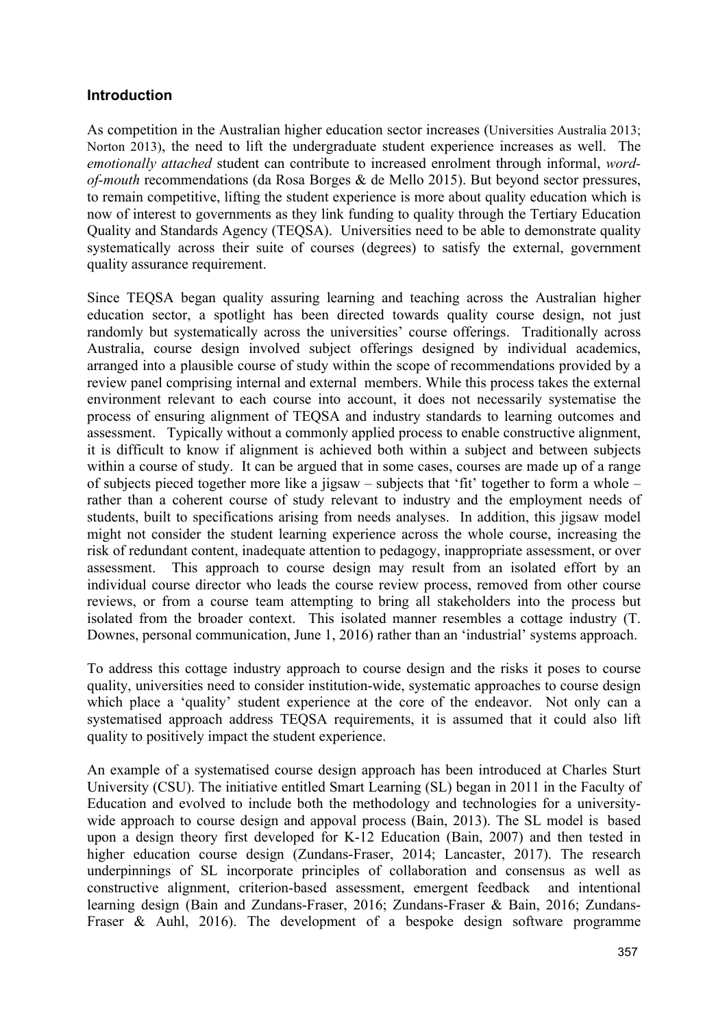## Introduction

As competition in the Australian higher education sector increases (Universities Australia 2013; Norton 2013), the need to lift the undergraduate student experience increases as well. The *emotionally attached* student can contribute to increased enrolment through informal, *word-of-mouth* recommendations (da Rosa Borges & de Mello 2015). But beyond sector pressures, to remain competitive, lifting the student experience is more about quality education which is now of interest to governments as they link funding to quality through the Tertiary Education Quality and Standards Agency (TEQSA). Universities need to be able to demonstrate quality systematically across their suite of courses (degrees) to satisfy the external, government quality assurance requirement.

Since TEQSA began quality assuring learning and teaching across the Australian higher education sector, a spotlight has been directed towards quality course design, not just randomly but systematically across the universities' course offerings. Traditionally across Australia, course design involved subject offerings designed by individual academics, arranged into a plausible course of study within the scope of recommendations provided by a review panel comprising internal and external members. While this process takes the external environment relevant to each course into account, it does not necessarily systematise the process of ensuring alignment of TEQSA and industry standards to learning outcomes and assessment. Typically without a commonly applied process to enable constructive alignment, it is difficult to know if alignment is achieved both within a subject and between subjects within a course of study. It can be argued that in some cases, courses are made up of a range of subjects pieced together more like a jigsaw – subjects that 'fit' together to form a whole – rather than a coherent course of study relevant to industry and the employment needs of students, built to specifications arising from needs analyses. In addition, this jigsaw model might not consider the student learning experience across the whole course, increasing the risk of redundant content, inadequate attention to pedagogy, inappropriate assessment, or over assessment. This approach to course design may result from an isolated effort by an individual course director who leads the course review process, removed from other course reviews, or from a course team attempting to bring all stakeholders into the process but isolated from the broader context. This isolated manner resembles a cottage industry (T. Downes, personal communication, June 1, 2016) rather than an 'industrial' systems approach.

To address this cottage industry approach to course design and the risks it poses to course quality, universities need to consider institution-wide, systematic approaches to course design which place a 'quality' student experience at the core of the endeavor. Not only can a systematised approach address TEQSA requirements, it is assumed that it could also lift quality to positively impact the student experience.

An example of a systematised course design approach has been introduced at Charles Sturt University (CSU). The initiative entitled Smart Learning (SL) began in 2011 in the Faculty of Education and evolved to include both the methodology and technologies for a university-wide approach to course design and appoval process (Bain, 2013). The SL model is based upon a design theory first developed for K-12 Education (Bain, 2007) and then tested in higher education course design (Zundans-Fraser, 2014; Lancaster, 2017). The research underpinnings of SL incorporate principles of collaboration and consensus as well as constructive alignment, criterion-based assessment, emergent feedback and intentional learning design (Bain and Zundans-Fraser, 2016; Zundans-Fraser & Bain, 2016; Zundans-Fraser & Auhl, 2016). The development of a bespoke design software programme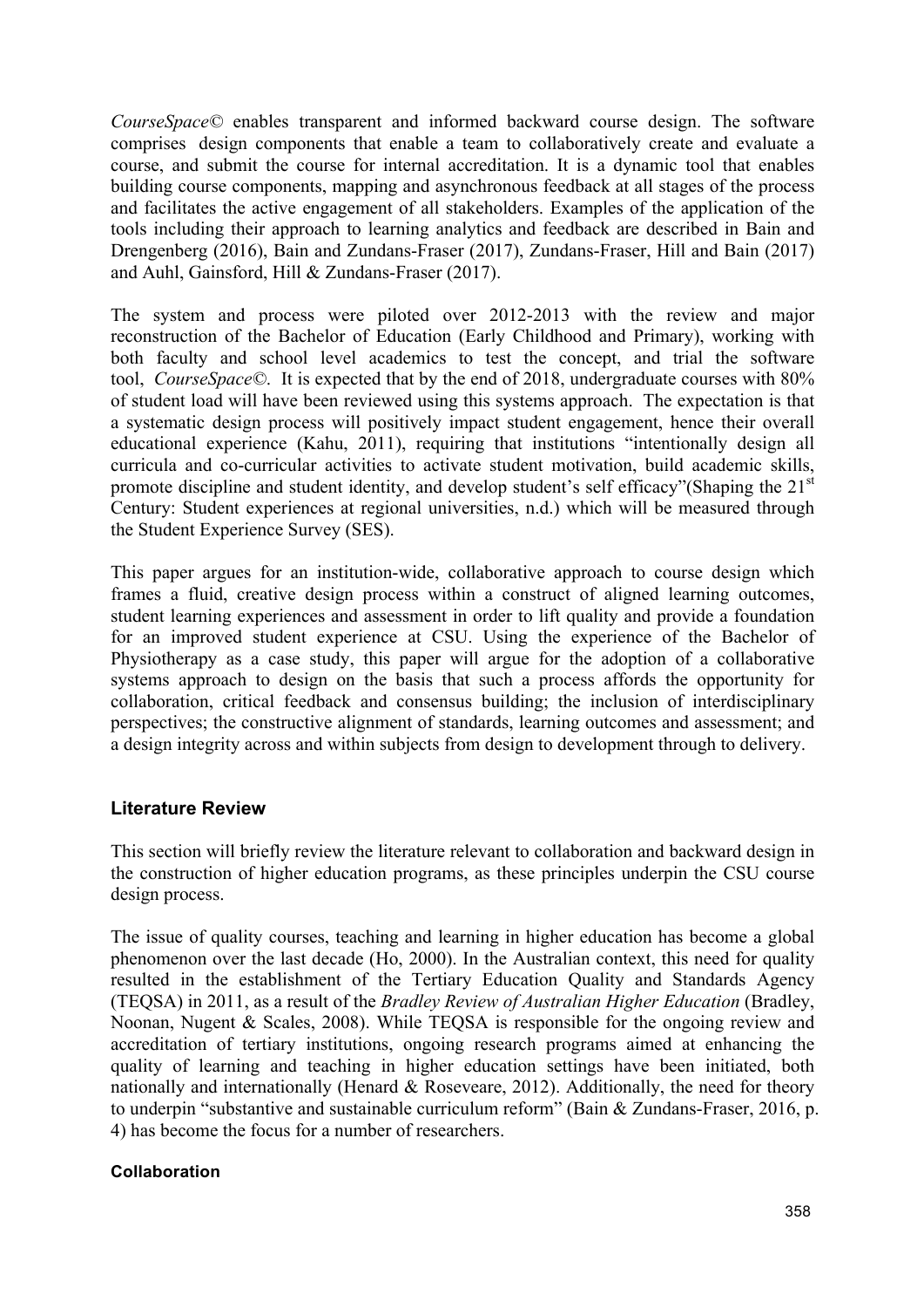*CourseSpace©* enables transparent and informed backward course design. The software comprises design components that enable a team to collaboratively create and evaluate a course, and submit the course for internal accreditation. It is a dynamic tool that enables building course components, mapping and asynchronous feedback at all stages of the process and facilitates the active engagement of all stakeholders. Examples of the application of the tools including their approach to learning analytics and feedback are described in Bain and Drengenberg (2016), Bain and Zundans-Fraser (2017), Zundans-Fraser, Hill and Bain (2017) and Auhl, Gainsford, Hill & Zundans-Fraser (2017).

The system and process were piloted over 2012-2013 with the review and major reconstruction of the Bachelor of Education (Early Childhood and Primary), working with both faculty and school level academics to test the concept, and trial the software tool, *CourseSpace©*. It is expected that by the end of 2018, undergraduate courses with 80% of student load will have been reviewed using this systems approach. The expectation is that a systematic design process will positively impact student engagement, hence their overall educational experience (Kahu, 2011), requiring that institutions "intentionally design all curricula and co-curricular activities to activate student motivation, build academic skills, promote discipline and student identity, and develop student's self efficacy"(Shaping the 21st Century: Student experiences at regional universities, n.d.) which will be measured through the Student Experience Survey (SES).

This paper argues for an institution-wide, collaborative approach to course design which frames a fluid, creative design process within a construct of aligned learning outcomes, student learning experiences and assessment in order to lift quality and provide a foundation for an improved student experience at CSU. Using the experience of the Bachelor of Physiotherapy as a case study, this paper will argue for the adoption of a collaborative systems approach to design on the basis that such a process affords the opportunity for collaboration, critical feedback and consensus building; the inclusion of interdisciplinary perspectives; the constructive alignment of standards, learning outcomes and assessment; and a design integrity across and within subjects from design to development through to delivery.

## Literature Review

This section will briefly review the literature relevant to collaboration and backward design in the construction of higher education programs, as these principles underpin the CSU course design process.

The issue of quality courses, teaching and learning in higher education has become a global phenomenon over the last decade (Ho, 2000). In the Australian context, this need for quality resulted in the establishment of the Tertiary Education Quality and Standards Agency (TEQSA) in 2011, as a result of the *Bradley Review of Australian Higher Education* (Bradley, Noonan, Nugent & Scales, 2008). While TEQSA is responsible for the ongoing review and accreditation of tertiary institutions, ongoing research programs aimed at enhancing the quality of learning and teaching in higher education settings have been initiated, both nationally and internationally (Henard & Roseveare, 2012). Additionally, the need for theory to underpin "substantive and sustainable curriculum reform" (Bain & Zundans-Fraser, 2016, p. 4) has become the focus for a number of researchers.

### Collaboration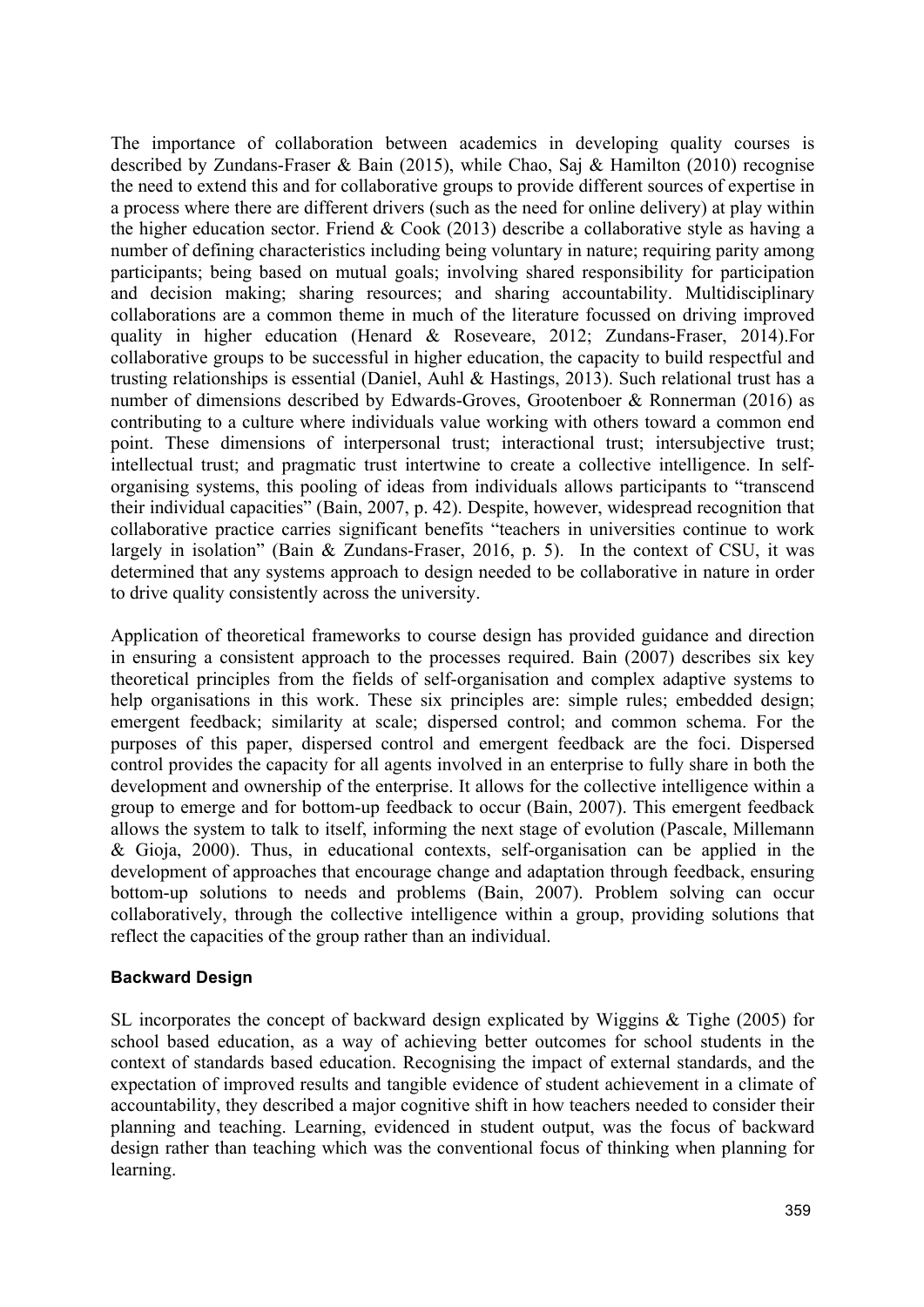The importance of collaboration between academics in developing quality courses is described by Zundans-Fraser & Bain (2015), while Chao, Saj & Hamilton (2010) recognise the need to extend this and for collaborative groups to provide different sources of expertise in a process where there are different drivers (such as the need for online delivery) at play within the higher education sector. Friend & Cook (2013) describe a collaborative style as having a number of defining characteristics including being voluntary in nature; requiring parity among participants; being based on mutual goals; involving shared responsibility for participation and decision making; sharing resources; and sharing accountability. Multidisciplinary collaborations are a common theme in much of the literature focussed on driving improved quality in higher education (Henard & Roseveare, 2012; Zundans-Fraser, 2014).For collaborative groups to be successful in higher education, the capacity to build respectful and trusting relationships is essential (Daniel, Auhl & Hastings, 2013). Such relational trust has a number of dimensions described by Edwards-Groves, Grootenboer & Ronnerman (2016) as contributing to a culture where individuals value working with others toward a common end point. These dimensions of interpersonal trust; interactional trust; intersubjective trust; intellectual trust; and pragmatic trust intertwine to create a collective intelligence. In self-organising systems, this pooling of ideas from individuals allows participants to "transcend their individual capacities" (Bain, 2007, p. 42). Despite, however, widespread recognition that collaborative practice carries significant benefits "teachers in universities continue to work largely in isolation" (Bain & Zundans-Fraser, 2016, p. 5). In the context of CSU, it was determined that any systems approach to design needed to be collaborative in nature in order to drive quality consistently across the university.

Application of theoretical frameworks to course design has provided guidance and direction in ensuring a consistent approach to the processes required. Bain (2007) describes six key theoretical principles from the fields of self-organisation and complex adaptive systems to help organisations in this work. These six principles are: simple rules; embedded design; emergent feedback; similarity at scale; dispersed control; and common schema. For the purposes of this paper, dispersed control and emergent feedback are the foci. Dispersed control provides the capacity for all agents involved in an enterprise to fully share in both the development and ownership of the enterprise. It allows for the collective intelligence within a group to emerge and for bottom-up feedback to occur (Bain, 2007). This emergent feedback allows the system to talk to itself, informing the next stage of evolution (Pascale, Millemann & Gioja, 2000). Thus, in educational contexts, self-organisation can be applied in the development of approaches that encourage change and adaptation through feedback, ensuring bottom-up solutions to needs and problems (Bain, 2007). Problem solving can occur collaboratively, through the collective intelligence within a group, providing solutions that reflect the capacities of the group rather than an individual.

### Backward Design

SL incorporates the concept of backward design explicated by Wiggins & Tighe (2005) for school based education, as a way of achieving better outcomes for school students in the context of standards based education. Recognising the impact of external standards, and the expectation of improved results and tangible evidence of student achievement in a climate of accountability, they described a major cognitive shift in how teachers needed to consider their planning and teaching. Learning, evidenced in student output, was the focus of backward design rather than teaching which was the conventional focus of thinking when planning for learning.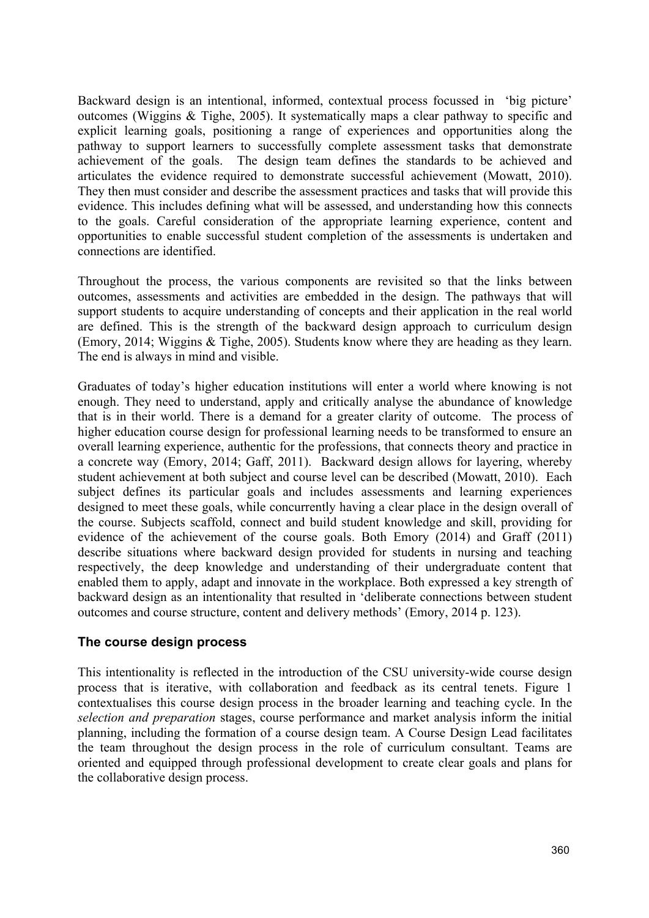Backward design is an intentional, informed, contextual process focussed in 'big picture' outcomes (Wiggins & Tighe, 2005). It systematically maps a clear pathway to specific and explicit learning goals, positioning a range of experiences and opportunities along the pathway to support learners to successfully complete assessment tasks that demonstrate achievement of the goals. The design team defines the standards to be achieved and articulates the evidence required to demonstrate successful achievement (Mowatt, 2010). They then must consider and describe the assessment practices and tasks that will provide this evidence. This includes defining what will be assessed, and understanding how this connects to the goals. Careful consideration of the appropriate learning experience, content and opportunities to enable successful student completion of the assessments is undertaken and connections are identified.

Throughout the process, the various components are revisited so that the links between outcomes, assessments and activities are embedded in the design. The pathways that will support students to acquire understanding of concepts and their application in the real world are defined. This is the strength of the backward design approach to curriculum design (Emory, 2014; Wiggins & Tighe, 2005). Students know where they are heading as they learn. The end is always in mind and visible.

Graduates of today's higher education institutions will enter a world where knowing is not enough. They need to understand, apply and critically analyse the abundance of knowledge that is in their world. There is a demand for a greater clarity of outcome. The process of higher education course design for professional learning needs to be transformed to ensure an overall learning experience, authentic for the professions, that connects theory and practice in a concrete way (Emory, 2014; Gaff, 2011). Backward design allows for layering, whereby student achievement at both subject and course level can be described (Mowatt, 2010). Each subject defines its particular goals and includes assessments and learning experiences designed to meet these goals, while concurrently having a clear place in the design overall of the course. Subjects scaffold, connect and build student knowledge and skill, providing for evidence of the achievement of the course goals. Both Emory (2014) and Graff (2011) describe situations where backward design provided for students in nursing and teaching respectively, the deep knowledge and understanding of their undergraduate content that enabled them to apply, adapt and innovate in the workplace. Both expressed a key strength of backward design as an intentionality that resulted in 'deliberate connections between student outcomes and course structure, content and delivery methods' (Emory, 2014 p. 123).

## The course design process

This intentionality is reflected in the introduction of the CSU university-wide course design process that is iterative, with collaboration and feedback as its central tenets. Figure 1 contextualises this course design process in the broader learning and teaching cycle. In the *selection and preparation* stages, course performance and market analysis inform the initial planning, including the formation of a course design team. A Course Design Lead facilitates the team throughout the design process in the role of curriculum consultant. Teams are oriented and equipped through professional development to create clear goals and plans for the collaborative design process.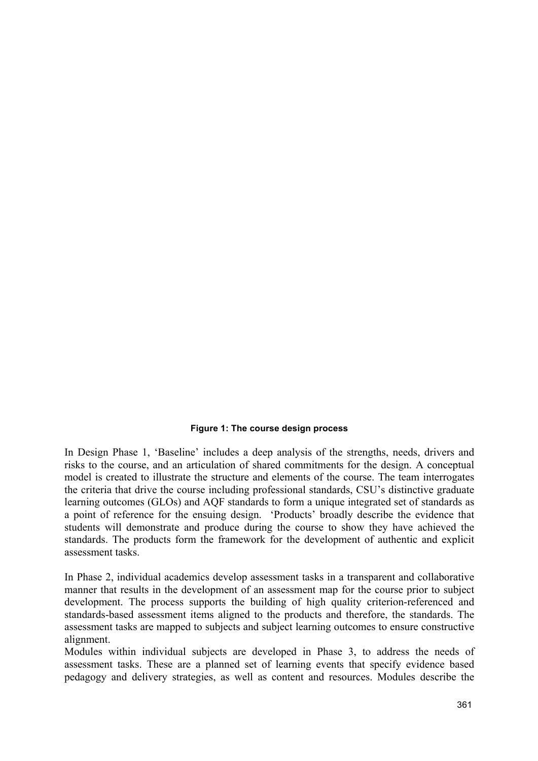**Figure 1: The course design process**

In Design Phase 1, 'Baseline' includes a deep analysis of the strengths, needs, drivers and risks to the course, and an articulation of shared commitments for the design. A conceptual model is created to illustrate the structure and elements of the course. The team interrogates the criteria that drive the course including professional standards, CSU's distinctive graduate learning outcomes (GLOs) and AQF standards to form a unique integrated set of standards as a point of reference for the ensuing design. 'Products' broadly describe the evidence that students will demonstrate and produce during the course to show they have achieved the standards. The products form the framework for the development of authentic and explicit assessment tasks.

In Phase 2, individual academics develop assessment tasks in a transparent and collaborative manner that results in the development of an assessment map for the course prior to subject development. The process supports the building of high quality criterion-referenced and standards-based assessment items aligned to the products and therefore, the standards. The assessment tasks are mapped to subjects and subject learning outcomes to ensure constructive alignment.

Modules within individual subjects are developed in Phase 3, to address the needs of assessment tasks. These are a planned set of learning events that specify evidence based pedagogy and delivery strategies, as well as content and resources. Modules describe the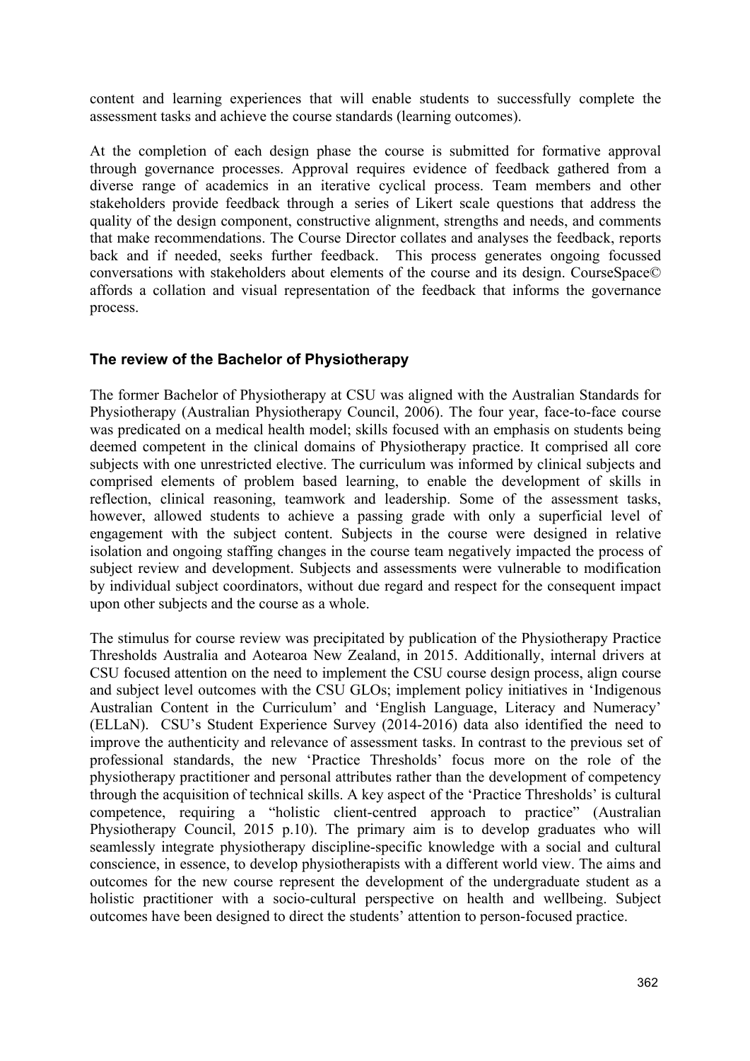content and learning experiences that will enable students to successfully complete the assessment tasks and achieve the course standards (learning outcomes).

At the completion of each design phase the course is submitted for formative approval through governance processes. Approval requires evidence of feedback gathered from a diverse range of academics in an iterative cyclical process. Team members and other stakeholders provide feedback through a series of Likert scale questions that address the quality of the design component, constructive alignment, strengths and needs, and comments that make recommendations. The Course Director collates and analyses the feedback, reports back and if needed, seeks further feedback. This process generates ongoing focussed conversations with stakeholders about elements of the course and its design. CourseSpace© affords a collation and visual representation of the feedback that informs the governance process.

### The review of the Bachelor of Physiotherapy

The former Bachelor of Physiotherapy at CSU was aligned with the Australian Standards for Physiotherapy (Australian Physiotherapy Council, 2006). The four year, face-to-face course was predicated on a medical health model; skills focused with an emphasis on students being deemed competent in the clinical domains of Physiotherapy practice. It comprised all core subjects with one unrestricted elective. The curriculum was informed by clinical subjects and comprised elements of problem based learning, to enable the development of skills in reflection, clinical reasoning, teamwork and leadership. Some of the assessment tasks, however, allowed students to achieve a passing grade with only a superficial level of engagement with the subject content. Subjects in the course were designed in relative isolation and ongoing staffing changes in the course team negatively impacted the process of subject review and development. Subjects and assessments were vulnerable to modification by individual subject coordinators, without due regard and respect for the consequent impact upon other subjects and the course as a whole.

The stimulus for course review was precipitated by publication of the Physiotherapy Practice Thresholds Australia and Aotearoa New Zealand, in 2015. Additionally, internal drivers at CSU focused attention on the need to implement the CSU course design process, align course and subject level outcomes with the CSU GLOs; implement policy initiatives in 'Indigenous Australian Content in the Curriculum' and 'English Language, Literacy and Numeracy' (ELLaN). CSU's Student Experience Survey (2014-2016) data also identified the need to improve the authenticity and relevance of assessment tasks. In contrast to the previous set of professional standards, the new 'Practice Thresholds' focus more on the role of the physiotherapy practitioner and personal attributes rather than the development of competency through the acquisition of technical skills. A key aspect of the 'Practice Thresholds' is cultural competence, requiring a "holistic client-centred approach to practice" (Australian Physiotherapy Council, 2015 p.10). The primary aim is to develop graduates who will seamlessly integrate physiotherapy discipline-specific knowledge with a social and cultural conscience, in essence, to develop physiotherapists with a different world view. The aims and outcomes for the new course represent the development of the undergraduate student as a holistic practitioner with a socio-cultural perspective on health and wellbeing. Subject outcomes have been designed to direct the students' attention to person-focused practice.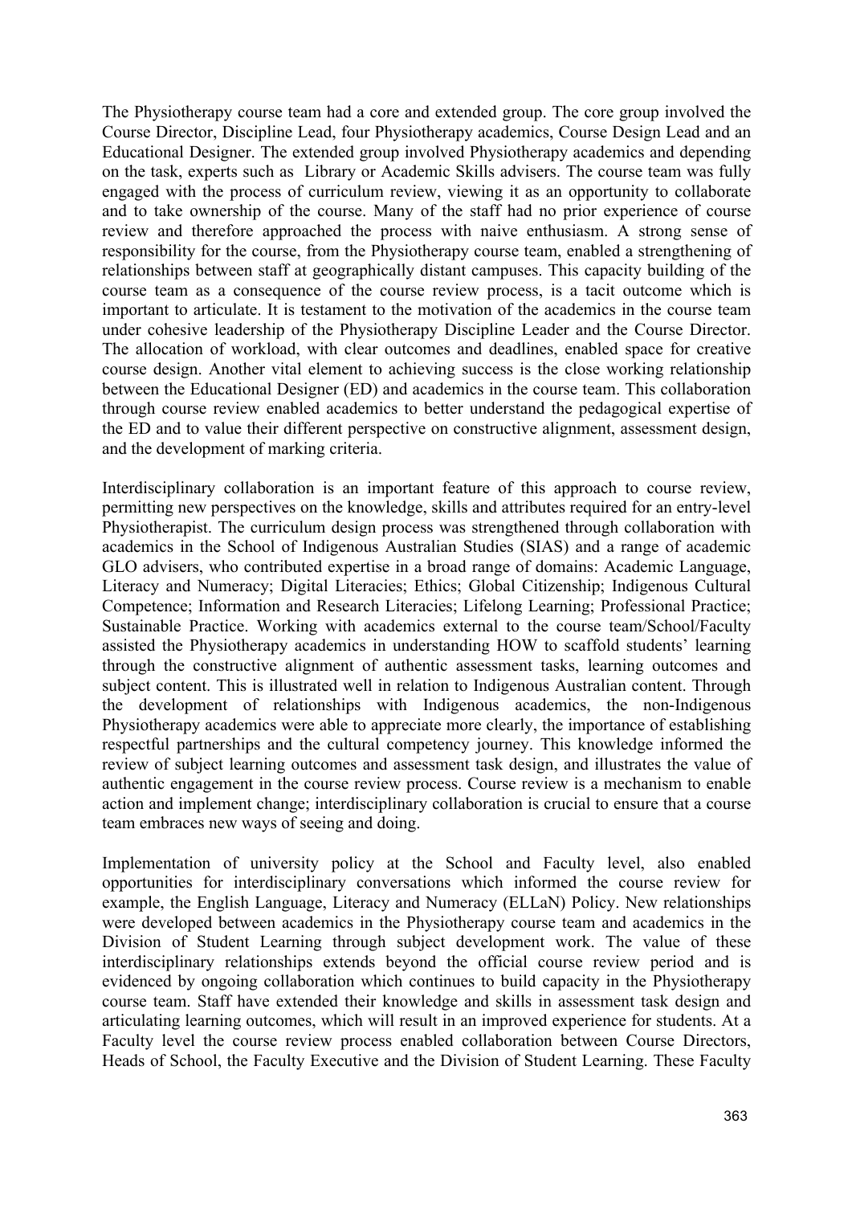The Physiotherapy course team had a core and extended group. The core group involved the Course Director, Discipline Lead, four Physiotherapy academics, Course Design Lead and an Educational Designer. The extended group involved Physiotherapy academics and depending on the task, experts such as Library or Academic Skills advisers. The course team was fully engaged with the process of curriculum review, viewing it as an opportunity to collaborate and to take ownership of the course. Many of the staff had no prior experience of course review and therefore approached the process with naive enthusiasm. A strong sense of responsibility for the course, from the Physiotherapy course team, enabled a strengthening of relationships between staff at geographically distant campuses. This capacity building of the course team as a consequence of the course review process, is a tacit outcome which is important to articulate. It is testament to the motivation of the academics in the course team under cohesive leadership of the Physiotherapy Discipline Leader and the Course Director. The allocation of workload, with clear outcomes and deadlines, enabled space for creative course design. Another vital element to achieving success is the close working relationship between the Educational Designer (ED) and academics in the course team. This collaboration through course review enabled academics to better understand the pedagogical expertise of the ED and to value their different perspective on constructive alignment, assessment design, and the development of marking criteria.

Interdisciplinary collaboration is an important feature of this approach to course review, permitting new perspectives on the knowledge, skills and attributes required for an entry-level Physiotherapist. The curriculum design process was strengthened through collaboration with academics in the School of Indigenous Australian Studies (SIAS) and a range of academic GLO advisers, who contributed expertise in a broad range of domains: Academic Language, Literacy and Numeracy; Digital Literacies; Ethics; Global Citizenship; Indigenous Cultural Competence; Information and Research Literacies; Lifelong Learning; Professional Practice; Sustainable Practice. Working with academics external to the course team/School/Faculty assisted the Physiotherapy academics in understanding HOW to scaffold students' learning through the constructive alignment of authentic assessment tasks, learning outcomes and subject content. This is illustrated well in relation to Indigenous Australian content. Through the development of relationships with Indigenous academics, the non-Indigenous Physiotherapy academics were able to appreciate more clearly, the importance of establishing respectful partnerships and the cultural competency journey. This knowledge informed the review of subject learning outcomes and assessment task design, and illustrates the value of authentic engagement in the course review process. Course review is a mechanism to enable action and implement change; interdisciplinary collaboration is crucial to ensure that a course team embraces new ways of seeing and doing.

Implementation of university policy at the School and Faculty level, also enabled opportunities for interdisciplinary conversations which informed the course review for example, the English Language, Literacy and Numeracy (ELLaN) Policy. New relationships were developed between academics in the Physiotherapy course team and academics in the Division of Student Learning through subject development work. The value of these interdisciplinary relationships extends beyond the official course review period and is evidenced by ongoing collaboration which continues to build capacity in the Physiotherapy course team. Staff have extended their knowledge and skills in assessment task design and articulating learning outcomes, which will result in an improved experience for students. At a Faculty level the course review process enabled collaboration between Course Directors, Heads of School, the Faculty Executive and the Division of Student Learning. These Faculty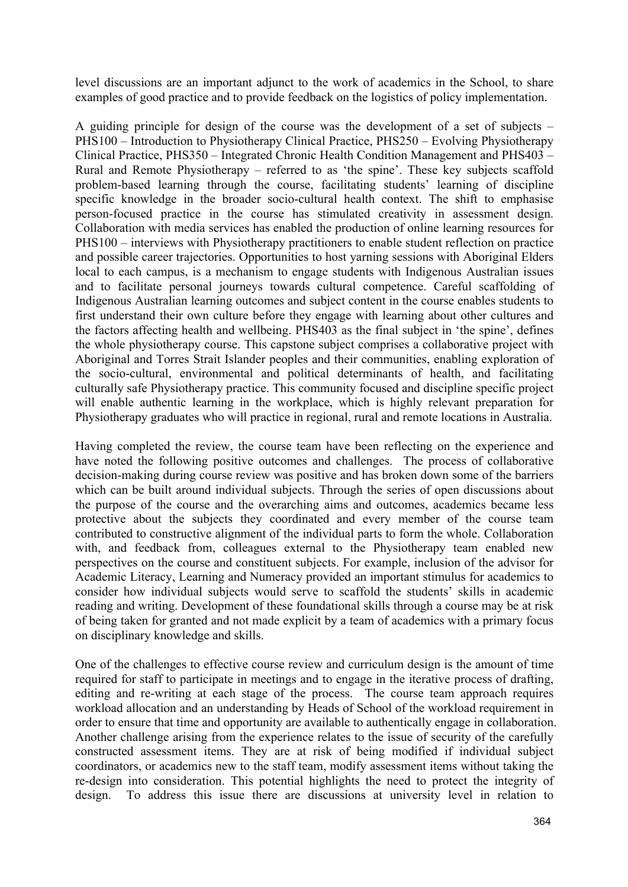level discussions are an important adjunct to the work of academics in the School, to share examples of good practice and to provide feedback on the logistics of policy implementation.

A guiding principle for design of the course was the development of a set of subjects – PHS100 – Introduction to Physiotherapy Clinical Practice, PHS250 – Evolving Physiotherapy Clinical Practice, PHS350 – Integrated Chronic Health Condition Management and PHS403 – Rural and Remote Physiotherapy – referred to as 'the spine'. These key subjects scaffold problem-based learning through the course, facilitating students' learning of discipline specific knowledge in the broader socio-cultural health context. The shift to emphasise person-focused practice in the course has stimulated creativity in assessment design. Collaboration with media services has enabled the production of online learning resources for PHS100 – interviews with Physiotherapy practitioners to enable student reflection on practice and possible career trajectories. Opportunities to host yarning sessions with Aboriginal Elders local to each campus, is a mechanism to engage students with Indigenous Australian issues and to facilitate personal journeys towards cultural competence. Careful scaffolding of Indigenous Australian learning outcomes and subject content in the course enables students to first understand their own culture before they engage with learning about other cultures and the factors affecting health and wellbeing. PHS403 as the final subject in 'the spine', defines the whole physiotherapy course. This capstone subject comprises a collaborative project with Aboriginal and Torres Strait Islander peoples and their communities, enabling exploration of the socio-cultural, environmental and political determinants of health, and facilitating culturally safe Physiotherapy practice. This community focused and discipline specific project will enable authentic learning in the workplace, which is highly relevant preparation for Physiotherapy graduates who will practice in regional, rural and remote locations in Australia.

Having completed the review, the course team have been reflecting on the experience and have noted the following positive outcomes and challenges. The process of collaborative decision-making during course review was positive and has broken down some of the barriers which can be built around individual subjects. Through the series of open discussions about the purpose of the course and the overarching aims and outcomes, academics became less protective about the subjects they coordinated and every member of the course team contributed to constructive alignment of the individual parts to form the whole. Collaboration with, and feedback from, colleagues external to the Physiotherapy team enabled new perspectives on the course and constituent subjects. For example, inclusion of the advisor for Academic Literacy, Learning and Numeracy provided an important stimulus for academics to consider how individual subjects would serve to scaffold the students' skills in academic reading and writing. Development of these foundational skills through a course may be at risk of being taken for granted and not made explicit by a team of academics with a primary focus on disciplinary knowledge and skills.

One of the challenges to effective course review and curriculum design is the amount of time required for staff to participate in meetings and to engage in the iterative process of drafting, editing and re-writing at each stage of the process. The course team approach requires workload allocation and an understanding by Heads of School of the workload requirement in order to ensure that time and opportunity are available to authentically engage in collaboration. Another challenge arising from the experience relates to the issue of security of the carefully constructed assessment items. They are at risk of being modified if individual subject coordinators, or academics new to the staff team, modify assessment items without taking the re-design into consideration. This potential highlights the need to protect the integrity of design. To address this issue there are discussions at university level in relation to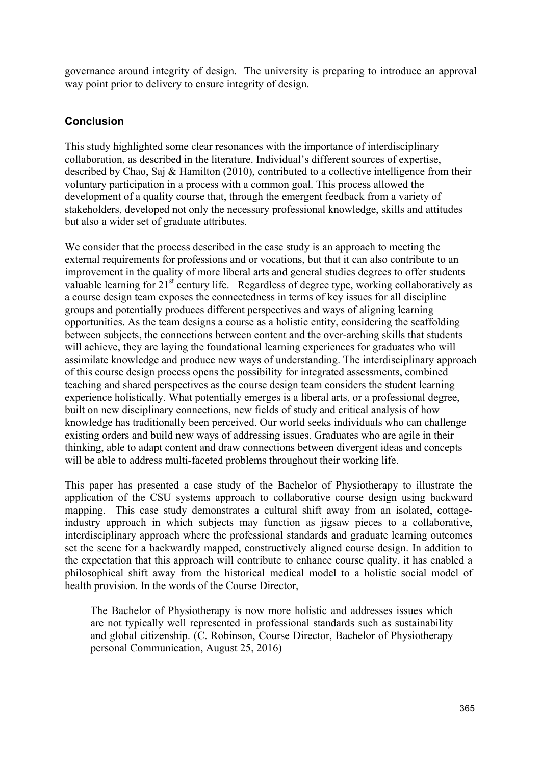governance around integrity of design. The university is preparing to introduce an approval way point prior to delivery to ensure integrity of design.

## Conclusion

This study highlighted some clear resonances with the importance of interdisciplinary collaboration, as described in the literature. Individual's different sources of expertise, described by Chao, Saj & Hamilton (2010), contributed to a collective intelligence from their voluntary participation in a process with a common goal. This process allowed the development of a quality course that, through the emergent feedback from a variety of stakeholders, developed not only the necessary professional knowledge, skills and attitudes but also a wider set of graduate attributes.

We consider that the process described in the case study is an approach to meeting the external requirements for professions and or vocations, but that it can also contribute to an improvement in the quality of more liberal arts and general studies degrees to offer students valuable learning for 21st century life. Regardless of degree type, working collaboratively as a course design team exposes the connectedness in terms of key issues for all discipline groups and potentially produces different perspectives and ways of aligning learning opportunities. As the team designs a course as a holistic entity, considering the scaffolding between subjects, the connections between content and the over-arching skills that students will achieve, they are laying the foundational learning experiences for graduates who will assimilate knowledge and produce new ways of understanding. The interdisciplinary approach of this course design process opens the possibility for integrated assessments, combined teaching and shared perspectives as the course design team considers the student learning experience holistically. What potentially emerges is a liberal arts, or a professional degree, built on new disciplinary connections, new fields of study and critical analysis of how knowledge has traditionally been perceived. Our world seeks individuals who can challenge existing orders and build new ways of addressing issues. Graduates who are agile in their thinking, able to adapt content and draw connections between divergent ideas and concepts will be able to address multi-faceted problems throughout their working life.

This paper has presented a case study of the Bachelor of Physiotherapy to illustrate the application of the CSU systems approach to collaborative course design using backward mapping. This case study demonstrates a cultural shift away from an isolated, cottage-industry approach in which subjects may function as jigsaw pieces to a collaborative, interdisciplinary approach where the professional standards and graduate learning outcomes set the scene for a backwardly mapped, constructively aligned course design. In addition to the expectation that this approach will contribute to enhance course quality, it has enabled a philosophical shift away from the historical medical model to a holistic social model of health provision. In the words of the Course Director,

> The Bachelor of Physiotherapy is now more holistic and addresses issues which are not typically well represented in professional standards such as sustainability and global citizenship. (C. Robinson, Course Director, Bachelor of Physiotherapy personal Communication, August 25, 2016)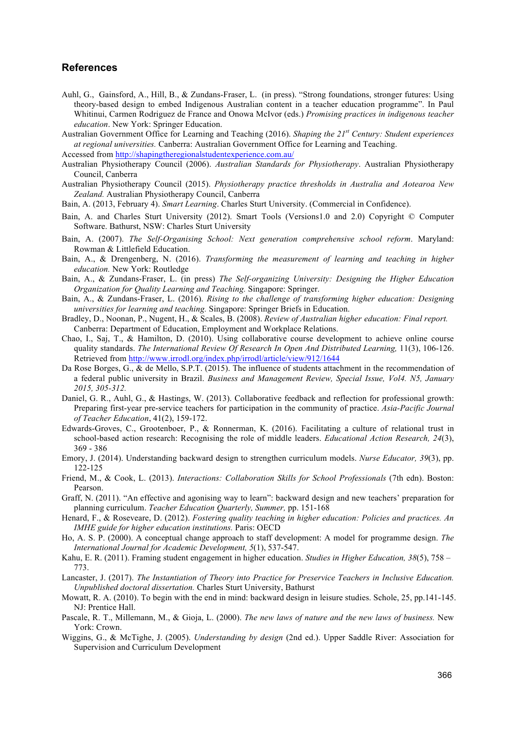## References

Auhl, G., Gainsford, A., Hill, B., & Zundans-Fraser, L. (in press). "Strong foundations, stronger futures: Using theory-based design to embed Indigenous Australian content in a teacher education programme". In Paul Whitinui, Carmen Rodriguez de France and Onowa McIvor (eds.) *Promising practices in indigenous teacher education*. New York: Springer Education.

Australian Government Office for Learning and Teaching (2016). *Shaping the 21st Century: Student experiences at regional universities.* Canberra: Australian Government Office for Learning and Teaching.

Accessed from http://shapingtheregionalstudentexperience.com.au/

Australian Physiotherapy Council (2006). *Australian Standards for Physiotherapy*. Australian Physiotherapy Council, Canberra

Australian Physiotherapy Council (2015). *Physiotherapy practice thresholds in Australia and Aotearoa New Zealand.* Australian Physiotherapy Council, Canberra

Bain, A. (2013, February 4). *Smart Learning*. Charles Sturt University. (Commercial in Confidence).

Bain, A. and Charles Sturt University (2012). Smart Tools (Versions1.0 and 2.0) Copyright © Computer Software. Bathurst, NSW: Charles Sturt University

Bain, A. (2007). *The Self-Organising School: Next generation comprehensive school reform*. Maryland: Rowman & Littlefield Education.

Bain, A., & Drengenberg, N. (2016). *Transforming the measurement of learning and teaching in higher education.* New York: Routledge

Bain, A., & Zundans-Fraser, L. (in press) *The Self-organizing University: Designing the Higher Education Organization for Quality Learning and Teaching.* Singapore: Springer.

Bain, A., & Zundans-Fraser, L. (2016). *Rising to the challenge of transforming higher education: Designing universities for learning and teaching.* Singapore: Springer Briefs in Education.

Bradley, D., Noonan, P., Nugent, H., & Scales, B. (2008). *Review of Australian higher education: Final report.* Canberra: Department of Education, Employment and Workplace Relations.

Chao, I., Saj, T., & Hamilton, D. (2010). Using collaborative course development to achieve online course quality standards. *The International Review Of Research In Open And Distributed Learning,* 11(3), 106-126. Retrieved from http://www.irrodl.org/index.php/irrodl/article/view/912/1644

Da Rose Borges, G., & de Mello, S.P.T. (2015). The influence of students attachment in the recommendation of a federal public university in Brazil. *Business and Management Review, Special Issue, Vol4. N5, January 2015, 305-312.*

Daniel, G. R., Auhl, G., & Hastings, W. (2013). Collaborative feedback and reflection for professional growth: Preparing first-year pre-service teachers for participation in the community of practice. *Asia-Pacific Journal of Teacher Education*, 41(2), 159-172.

Edwards-Groves, C., Grootenboer, P., & Ronnerman, K. (2016). Facilitating a culture of relational trust in school-based action research: Recognising the role of middle leaders. *Educational Action Research, 24*(3), 369 - 386

Emory, J. (2014). Understanding backward design to strengthen curriculum models. *Nurse Educator, 39*(3), pp. 122-125

Friend, M., & Cook, L. (2013). *Interactions: Collaboration Skills for School Professionals* (7th edn). Boston: Pearson.

Graff, N. (2011). "An effective and agonising way to learn": backward design and new teachers' preparation for planning curriculum. *Teacher Education Quarterly, Summer,* pp. 151-168

Henard, F., & Roseveare, D. (2012). *Fostering quality teaching in higher education: Policies and practices. An IMHE guide for higher education institutions.* Paris: OECD

Ho, A. S. P. (2000). A conceptual change approach to staff development: A model for programme design. *The International Journal for Academic Development, 5*(1), 537-547.

Kahu, E. R. (2011). Framing student engagement in higher education. *Studies in Higher Education, 38*(5), 758 – 773.

Lancaster, J. (2017). *The Instantiation of Theory into Practice for Preservice Teachers in Inclusive Education. Unpublished doctoral dissertation.* Charles Sturt University, Bathurst

Mowatt, R. A. (2010). To begin with the end in mind: backward design in leisure studies. Schole, 25, pp.141-145. NJ: Prentice Hall.

Pascale, R. T., Millemann, M., & Gioja, L. (2000). *The new laws of nature and the new laws of business.* New York: Crown.

Wiggins, G., & McTighe, J. (2005). *Understanding by design* (2nd ed.). Upper Saddle River: Association for Supervision and Curriculum Development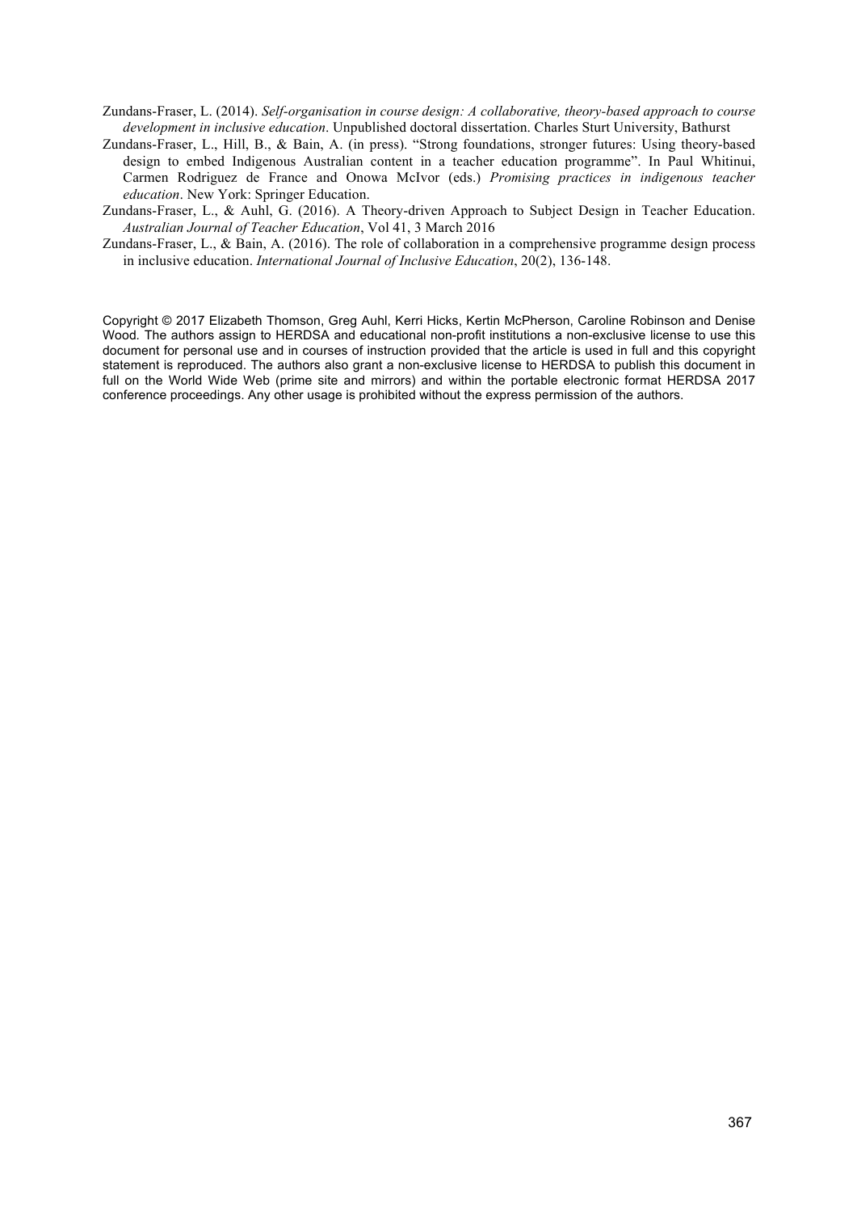Zundans-Fraser, L. (2014). *Self-organisation in course design: A collaborative, theory-based approach to course development in inclusive education*. Unpublished doctoral dissertation. Charles Sturt University, Bathurst

Zundans-Fraser, L., Hill, B., & Bain, A. (in press). "Strong foundations, stronger futures: Using theory-based design to embed Indigenous Australian content in a teacher education programme". In Paul Whitinui, Carmen Rodriguez de France and Onowa McIvor (eds.) *Promising practices in indigenous teacher education*. New York: Springer Education.

Zundans-Fraser, L., & Auhl, G. (2016). A Theory-driven Approach to Subject Design in Teacher Education. *Australian Journal of Teacher Education*, Vol 41, 3 March 2016

Zundans-Fraser, L., & Bain, A. (2016). The role of collaboration in a comprehensive programme design process in inclusive education. *International Journal of Inclusive Education*, 20(2), 136-148.

Copyright © 2017 Elizabeth Thomson, Greg Auhl, Kerri Hicks, Kertin McPherson, Caroline Robinson and Denise Wood. The authors assign to HERDSA and educational non-profit institutions a non-exclusive license to use this document for personal use and in courses of instruction provided that the article is used in full and this copyright statement is reproduced. The authors also grant a non-exclusive license to HERDSA to publish this document in full on the World Wide Web (prime site and mirrors) and within the portable electronic format HERDSA 2017 conference proceedings. Any other usage is prohibited without the express permission of the authors.